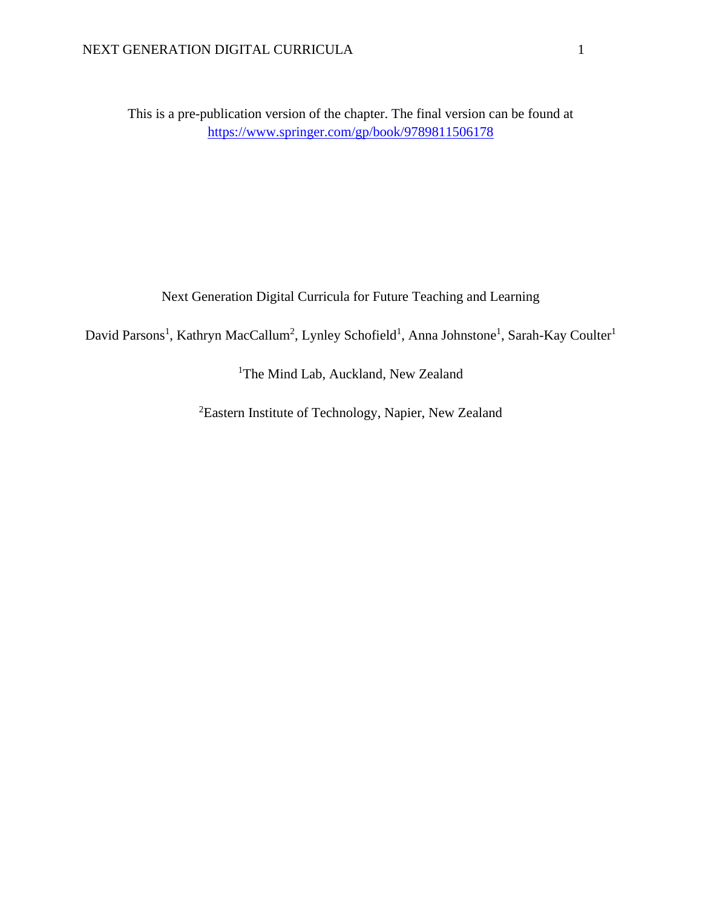This is a pre-publication version of the chapter. The final version can be found at [https://www.springer.com/gp/book/9789811506178](https://www.springer.com/gp/book/9789811506178)

# Next Generation Digital Curricula for Future Teaching and Learning

David Parsons[1], Kathryn MacCallum[2], Lynley Schofield[1], Anna Johnstone[1], Sarah-Kay Coulter[1]

[1]The Mind Lab, Auckland, New Zealand

[2]Eastern Institute of Technology, Napier, New Zealand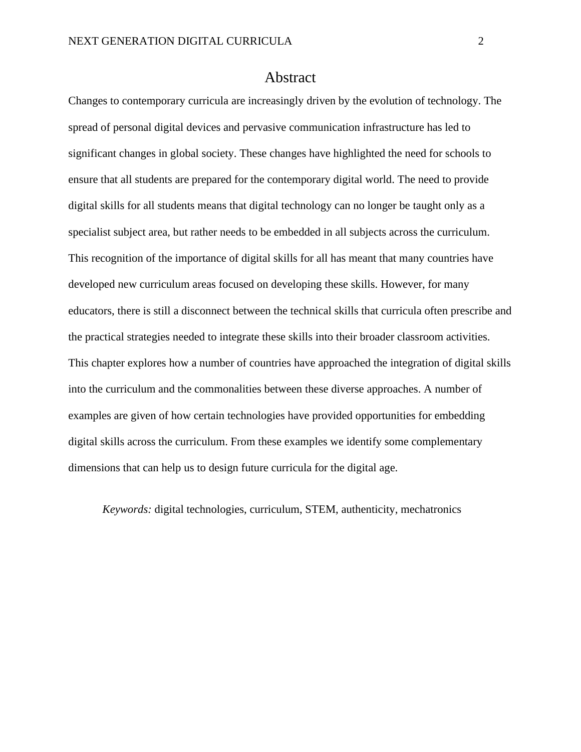# Abstract

Changes to contemporary curricula are increasingly driven by the evolution of technology. The spread of personal digital devices and pervasive communication infrastructure has led to significant changes in global society. These changes have highlighted the need for schools to ensure that all students are prepared for the contemporary digital world. The need to provide digital skills for all students means that digital technology can no longer be taught only as a specialist subject area, but rather needs to be embedded in all subjects across the curriculum. This recognition of the importance of digital skills for all has meant that many countries have developed new curriculum areas focused on developing these skills. However, for many educators, there is still a disconnect between the technical skills that curricula often prescribe and the practical strategies needed to integrate these skills into their broader classroom activities. This chapter explores how a number of countries have approached the integration of digital skills into the curriculum and the commonalities between these diverse approaches. A number of examples are given of how certain technologies have provided opportunities for embedding digital skills across the curriculum. From these examples we identify some complementary dimensions that can help us to design future curricula for the digital age.

*Keywords:* digital technologies, curriculum, STEM, authenticity, mechatronics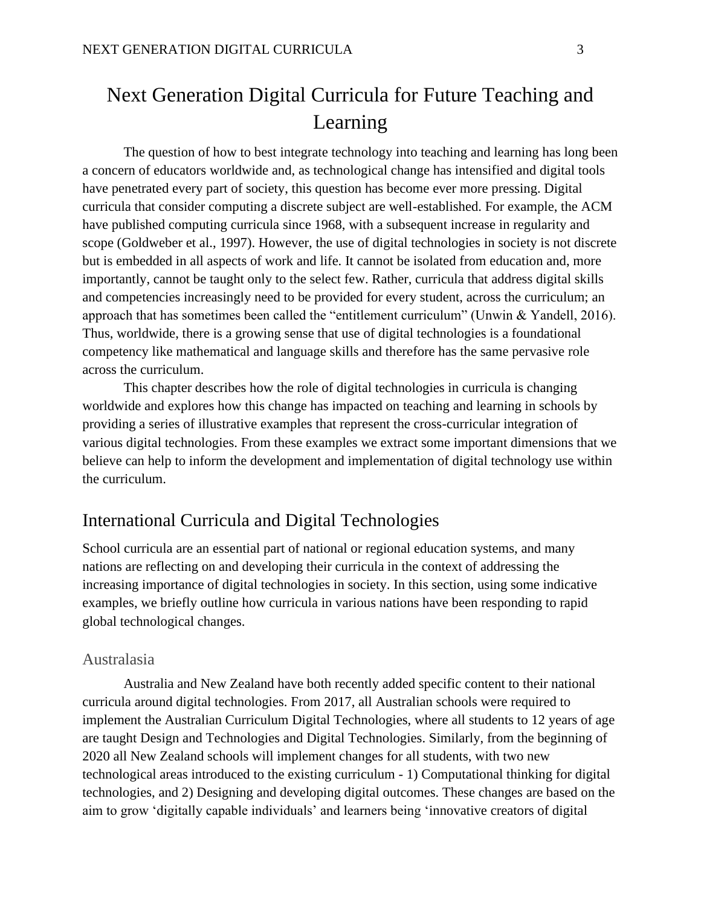# Next Generation Digital Curricula for Future Teaching and Learning

The question of how to best integrate technology into teaching and learning has long been a concern of educators worldwide and, as technological change has intensified and digital tools have penetrated every part of society, this question has become ever more pressing. Digital curricula that consider computing a discrete subject are well-established. For example, the ACM have published computing curricula since 1968, with a subsequent increase in regularity and scope (Goldweber et al., 1997). However, the use of digital technologies in society is not discrete but is embedded in all aspects of work and life. It cannot be isolated from education and, more importantly, cannot be taught only to the select few. Rather, curricula that address digital skills and competencies increasingly need to be provided for every student, across the curriculum; an approach that has sometimes been called the "entitlement curriculum" (Unwin & Yandell, 2016). Thus, worldwide, there is a growing sense that use of digital technologies is a foundational competency like mathematical and language skills and therefore has the same pervasive role across the curriculum.

This chapter describes how the role of digital technologies in curricula is changing worldwide and explores how this change has impacted on teaching and learning in schools by providing a series of illustrative examples that represent the cross-curricular integration of various digital technologies. From these examples we extract some important dimensions that we believe can help to inform the development and implementation of digital technology use within the curriculum.

## International Curricula and Digital Technologies

School curricula are an essential part of national or regional education systems, and many nations are reflecting on and developing their curricula in the context of addressing the increasing importance of digital technologies in society. In this section, using some indicative examples, we briefly outline how curricula in various nations have been responding to rapid global technological changes.

### Australasia

Australia and New Zealand have both recently added specific content to their national curricula around digital technologies. From 2017, all Australian schools were required to implement the Australian Curriculum Digital Technologies, where all students to 12 years of age are taught Design and Technologies and Digital Technologies. Similarly, from the beginning of 2020 all New Zealand schools will implement changes for all students, with two new technological areas introduced to the existing curriculum - 1) Computational thinking for digital technologies, and 2) Designing and developing digital outcomes. These changes are based on the aim to grow 'digitally capable individuals' and learners being 'innovative creators of digital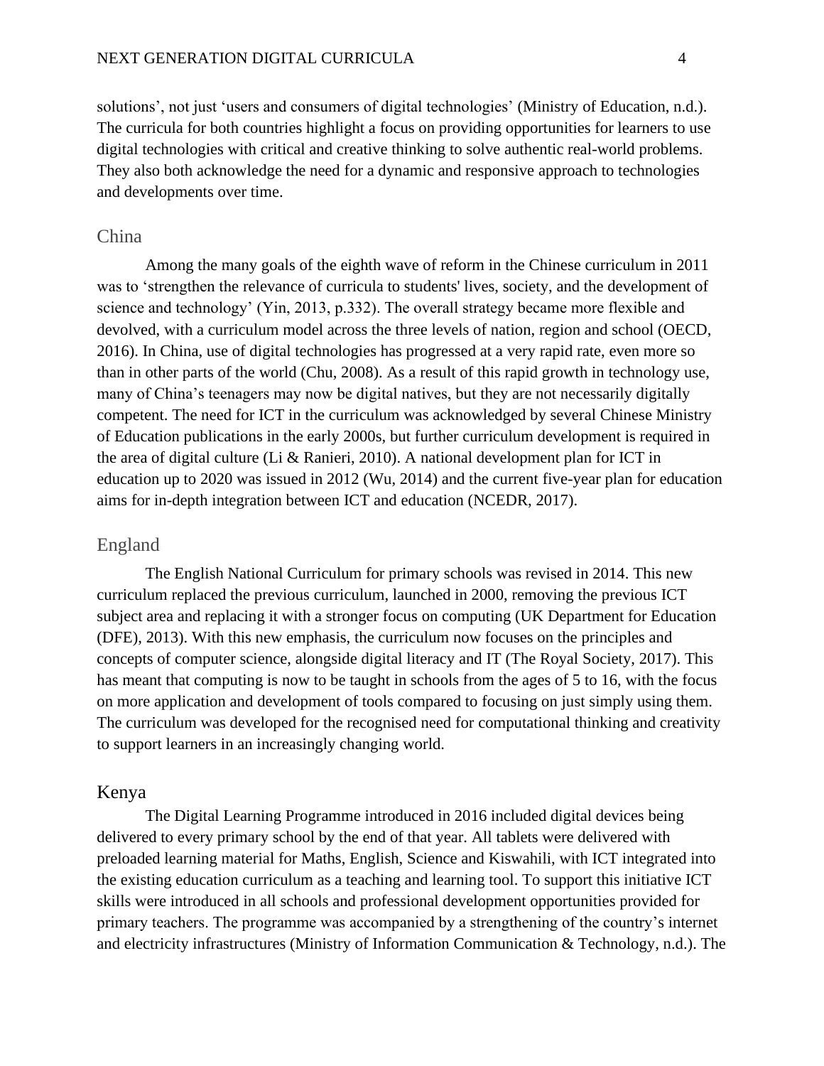solutions', not just 'users and consumers of digital technologies' (Ministry of Education, n.d.). The curricula for both countries highlight a focus on providing opportunities for learners to use digital technologies with critical and creative thinking to solve authentic real-world problems. They also both acknowledge the need for a dynamic and responsive approach to technologies and developments over time.

## China

Among the many goals of the eighth wave of reform in the Chinese curriculum in 2011 was to 'strengthen the relevance of curricula to students' lives, society, and the development of science and technology' (Yin, 2013, p.332). The overall strategy became more flexible and devolved, with a curriculum model across the three levels of nation, region and school (OECD, 2016). In China, use of digital technologies has progressed at a very rapid rate, even more so than in other parts of the world (Chu, 2008). As a result of this rapid growth in technology use, many of China's teenagers may now be digital natives, but they are not necessarily digitally competent. The need for ICT in the curriculum was acknowledged by several Chinese Ministry of Education publications in the early 2000s, but further curriculum development is required in the area of digital culture (Li & Ranieri, 2010). A national development plan for ICT in education up to 2020 was issued in 2012 (Wu, 2014) and the current five-year plan for education aims for in-depth integration between ICT and education (NCEDR, 2017).

## England

The English National Curriculum for primary schools was revised in 2014. This new curriculum replaced the previous curriculum, launched in 2000, removing the previous ICT subject area and replacing it with a stronger focus on computing (UK Department for Education (DFE), 2013). With this new emphasis, the curriculum now focuses on the principles and concepts of computer science, alongside digital literacy and IT (The Royal Society, 2017). This has meant that computing is now to be taught in schools from the ages of 5 to 16, with the focus on more application and development of tools compared to focusing on just simply using them. The curriculum was developed for the recognised need for computational thinking and creativity to support learners in an increasingly changing world.

## Kenya

The Digital Learning Programme introduced in 2016 included digital devices being delivered to every primary school by the end of that year. All tablets were delivered with preloaded learning material for Maths, English, Science and Kiswahili, with ICT integrated into the existing education curriculum as a teaching and learning tool. To support this initiative ICT skills were introduced in all schools and professional development opportunities provided for primary teachers. The programme was accompanied by a strengthening of the country's internet and electricity infrastructures (Ministry of Information Communication & Technology, n.d.). The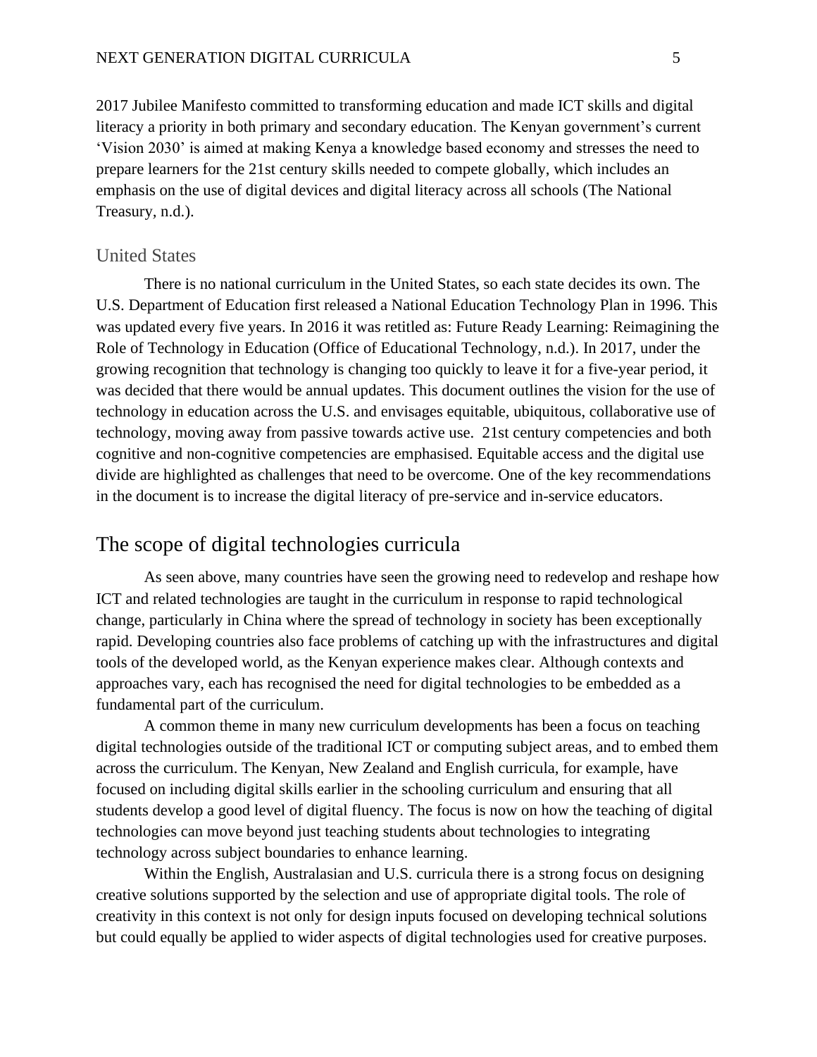2017 Jubilee Manifesto committed to transforming education and made ICT skills and digital literacy a priority in both primary and secondary education. The Kenyan government's current 'Vision 2030' is aimed at making Kenya a knowledge based economy and stresses the need to prepare learners for the 21st century skills needed to compete globally, which includes an emphasis on the use of digital devices and digital literacy across all schools (The National Treasury, n.d.).

### United States

There is no national curriculum in the United States, so each state decides its own. The U.S. Department of Education first released a National Education Technology Plan in 1996. This was updated every five years. In 2016 it was retitled as: Future Ready Learning: Reimagining the Role of Technology in Education (Office of Educational Technology, n.d.). In 2017, under the growing recognition that technology is changing too quickly to leave it for a five-year period, it was decided that there would be annual updates. This document outlines the vision for the use of technology in education across the U.S. and envisages equitable, ubiquitous, collaborative use of technology, moving away from passive towards active use. 21st century competencies and both cognitive and non-cognitive competencies are emphasised. Equitable access and the digital use divide are highlighted as challenges that need to be overcome. One of the key recommendations in the document is to increase the digital literacy of pre-service and in-service educators.

## The scope of digital technologies curricula

As seen above, many countries have seen the growing need to redevelop and reshape how ICT and related technologies are taught in the curriculum in response to rapid technological change, particularly in China where the spread of technology in society has been exceptionally rapid. Developing countries also face problems of catching up with the infrastructures and digital tools of the developed world, as the Kenyan experience makes clear. Although contexts and approaches vary, each has recognised the need for digital technologies to be embedded as a fundamental part of the curriculum.

A common theme in many new curriculum developments has been a focus on teaching digital technologies outside of the traditional ICT or computing subject areas, and to embed them across the curriculum. The Kenyan, New Zealand and English curricula, for example, have focused on including digital skills earlier in the schooling curriculum and ensuring that all students develop a good level of digital fluency. The focus is now on how the teaching of digital technologies can move beyond just teaching students about technologies to integrating technology across subject boundaries to enhance learning.

Within the English, Australasian and U.S. curricula there is a strong focus on designing creative solutions supported by the selection and use of appropriate digital tools. The role of creativity in this context is not only for design inputs focused on developing technical solutions but could equally be applied to wider aspects of digital technologies used for creative purposes.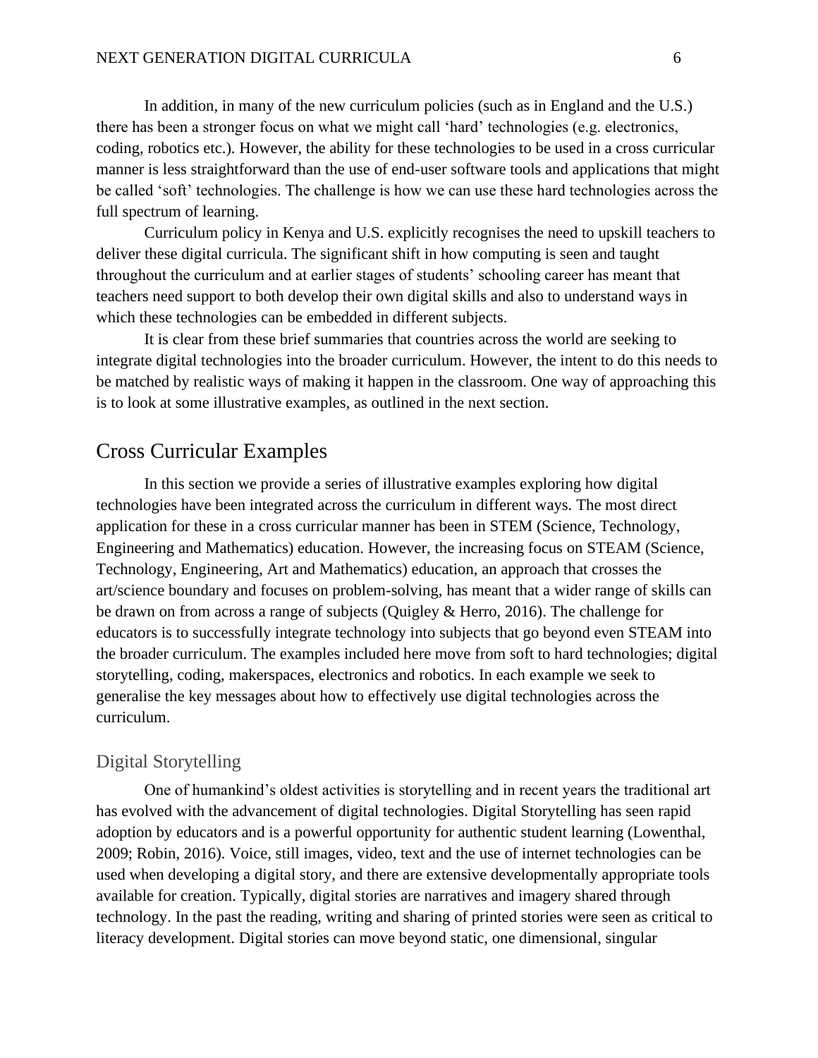In addition, in many of the new curriculum policies (such as in England and the U.S.) there has been a stronger focus on what we might call 'hard' technologies (e.g. electronics, coding, robotics etc.). However, the ability for these technologies to be used in a cross curricular manner is less straightforward than the use of end-user software tools and applications that might be called 'soft' technologies. The challenge is how we can use these hard technologies across the full spectrum of learning.

Curriculum policy in Kenya and U.S. explicitly recognises the need to upskill teachers to deliver these digital curricula. The significant shift in how computing is seen and taught throughout the curriculum and at earlier stages of students' schooling career has meant that teachers need support to both develop their own digital skills and also to understand ways in which these technologies can be embedded in different subjects.

It is clear from these brief summaries that countries across the world are seeking to integrate digital technologies into the broader curriculum. However, the intent to do this needs to be matched by realistic ways of making it happen in the classroom. One way of approaching this is to look at some illustrative examples, as outlined in the next section.

## Cross Curricular Examples

In this section we provide a series of illustrative examples exploring how digital technologies have been integrated across the curriculum in different ways. The most direct application for these in a cross curricular manner has been in STEM (Science, Technology, Engineering and Mathematics) education. However, the increasing focus on STEAM (Science, Technology, Engineering, Art and Mathematics) education, an approach that crosses the art/science boundary and focuses on problem-solving, has meant that a wider range of skills can be drawn on from across a range of subjects (Quigley & Herro, 2016). The challenge for educators is to successfully integrate technology into subjects that go beyond even STEAM into the broader curriculum. The examples included here move from soft to hard technologies; digital storytelling, coding, makerspaces, electronics and robotics. In each example we seek to generalise the key messages about how to effectively use digital technologies across the curriculum.

### Digital Storytelling

One of humankind's oldest activities is storytelling and in recent years the traditional art has evolved with the advancement of digital technologies. Digital Storytelling has seen rapid adoption by educators and is a powerful opportunity for authentic student learning (Lowenthal, 2009; Robin, 2016). Voice, still images, video, text and the use of internet technologies can be used when developing a digital story, and there are extensive developmentally appropriate tools available for creation. Typically, digital stories are narratives and imagery shared through technology. In the past the reading, writing and sharing of printed stories were seen as critical to literacy development. Digital stories can move beyond static, one dimensional, singular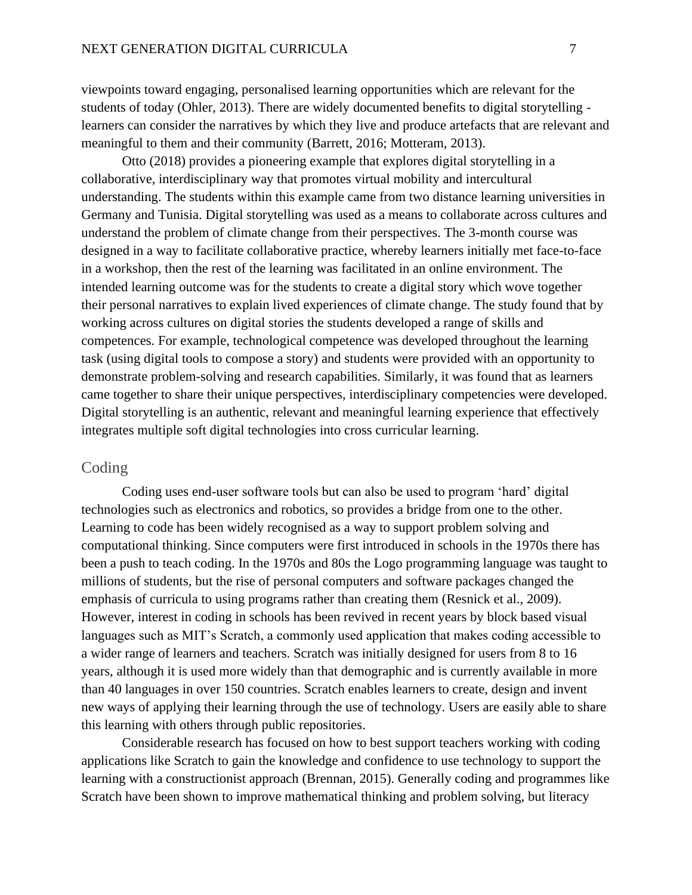viewpoints toward engaging, personalised learning opportunities which are relevant for the students of today (Ohler, 2013). There are widely documented benefits to digital storytelling - learners can consider the narratives by which they live and produce artefacts that are relevant and meaningful to them and their community (Barrett, 2016; Motteram, 2013).

Otto (2018) provides a pioneering example that explores digital storytelling in a collaborative, interdisciplinary way that promotes virtual mobility and intercultural understanding. The students within this example came from two distance learning universities in Germany and Tunisia. Digital storytelling was used as a means to collaborate across cultures and understand the problem of climate change from their perspectives. The 3-month course was designed in a way to facilitate collaborative practice, whereby learners initially met face-to-face in a workshop, then the rest of the learning was facilitated in an online environment. The intended learning outcome was for the students to create a digital story which wove together their personal narratives to explain lived experiences of climate change. The study found that by working across cultures on digital stories the students developed a range of skills and competences. For example, technological competence was developed throughout the learning task (using digital tools to compose a story) and students were provided with an opportunity to demonstrate problem-solving and research capabilities. Similarly, it was found that as learners came together to share their unique perspectives, interdisciplinary competencies were developed. Digital storytelling is an authentic, relevant and meaningful learning experience that effectively integrates multiple soft digital technologies into cross curricular learning.

## Coding

Coding uses end-user software tools but can also be used to program 'hard' digital technologies such as electronics and robotics, so provides a bridge from one to the other. Learning to code has been widely recognised as a way to support problem solving and computational thinking. Since computers were first introduced in schools in the 1970s there has been a push to teach coding. In the 1970s and 80s the Logo programming language was taught to millions of students, but the rise of personal computers and software packages changed the emphasis of curricula to using programs rather than creating them (Resnick et al., 2009). However, interest in coding in schools has been revived in recent years by block based visual languages such as MIT's Scratch, a commonly used application that makes coding accessible to a wider range of learners and teachers. Scratch was initially designed for users from 8 to 16 years, although it is used more widely than that demographic and is currently available in more than 40 languages in over 150 countries. Scratch enables learners to create, design and invent new ways of applying their learning through the use of technology. Users are easily able to share this learning with others through public repositories.

Considerable research has focused on how to best support teachers working with coding applications like Scratch to gain the knowledge and confidence to use technology to support the learning with a constructionist approach (Brennan, 2015). Generally coding and programmes like Scratch have been shown to improve mathematical thinking and problem solving, but literacy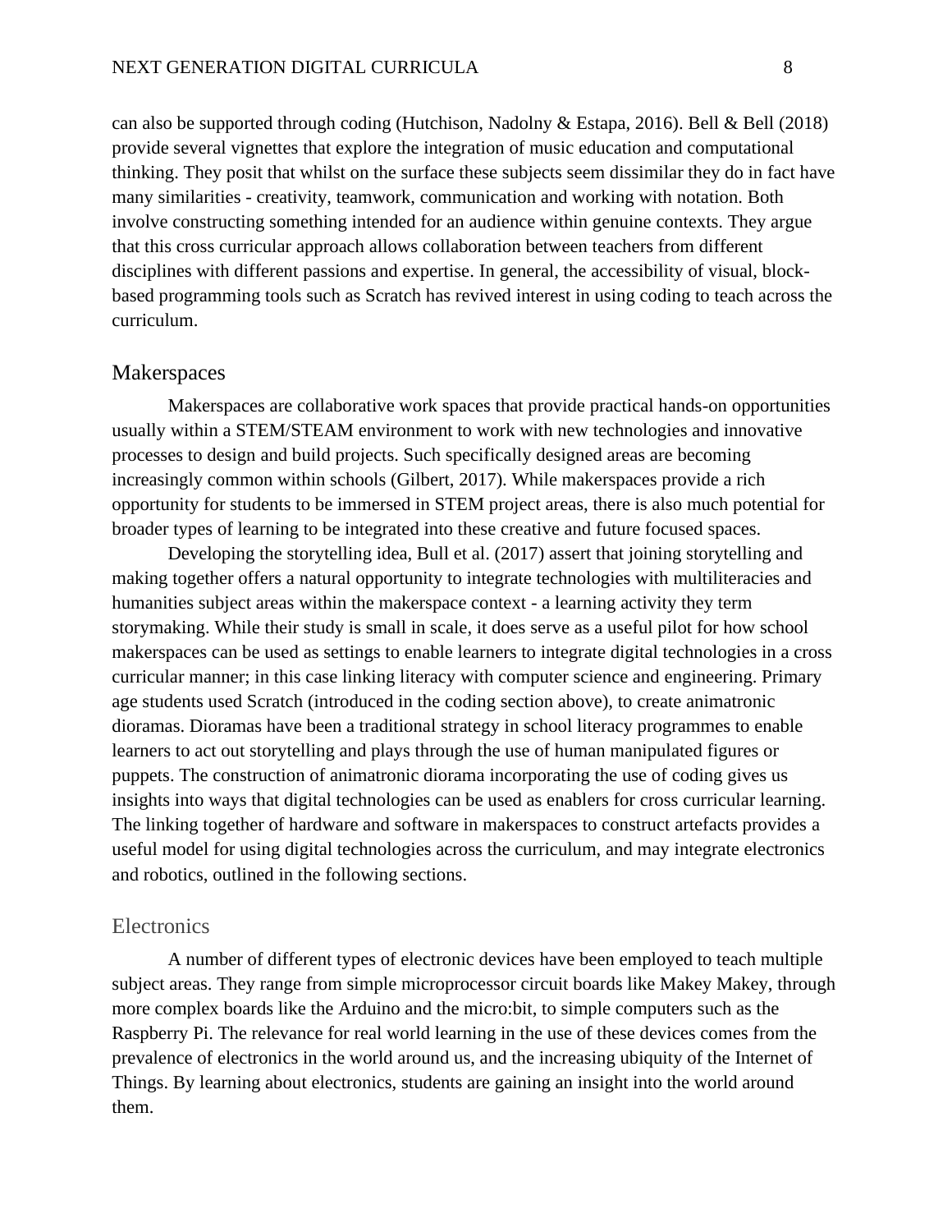can also be supported through coding (Hutchison, Nadolny & Estapa, 2016). Bell & Bell (2018) provide several vignettes that explore the integration of music education and computational thinking. They posit that whilst on the surface these subjects seem dissimilar they do in fact have many similarities - creativity, teamwork, communication and working with notation. Both involve constructing something intended for an audience within genuine contexts. They argue that this cross curricular approach allows collaboration between teachers from different disciplines with different passions and expertise. In general, the accessibility of visual, block-based programming tools such as Scratch has revived interest in using coding to teach across the curriculum.

## Makerspaces

Makerspaces are collaborative work spaces that provide practical hands-on opportunities usually within a STEM/STEAM environment to work with new technologies and innovative processes to design and build projects. Such specifically designed areas are becoming increasingly common within schools (Gilbert, 2017). While makerspaces provide a rich opportunity for students to be immersed in STEM project areas, there is also much potential for broader types of learning to be integrated into these creative and future focused spaces.

Developing the storytelling idea, Bull et al. (2017) assert that joining storytelling and making together offers a natural opportunity to integrate technologies with multiliteracies and humanities subject areas within the makerspace context - a learning activity they term storymaking. While their study is small in scale, it does serve as a useful pilot for how school makerspaces can be used as settings to enable learners to integrate digital technologies in a cross curricular manner; in this case linking literacy with computer science and engineering. Primary age students used Scratch (introduced in the coding section above), to create animatronic dioramas. Dioramas have been a traditional strategy in school literacy programmes to enable learners to act out storytelling and plays through the use of human manipulated figures or puppets. The construction of animatronic diorama incorporating the use of coding gives us insights into ways that digital technologies can be used as enablers for cross curricular learning. The linking together of hardware and software in makerspaces to construct artefacts provides a useful model for using digital technologies across the curriculum, and may integrate electronics and robotics, outlined in the following sections.

## Electronics

A number of different types of electronic devices have been employed to teach multiple subject areas. They range from simple microprocessor circuit boards like Makey Makey, through more complex boards like the Arduino and the micro:bit, to simple computers such as the Raspberry Pi. The relevance for real world learning in the use of these devices comes from the prevalence of electronics in the world around us, and the increasing ubiquity of the Internet of Things. By learning about electronics, students are gaining an insight into the world around them.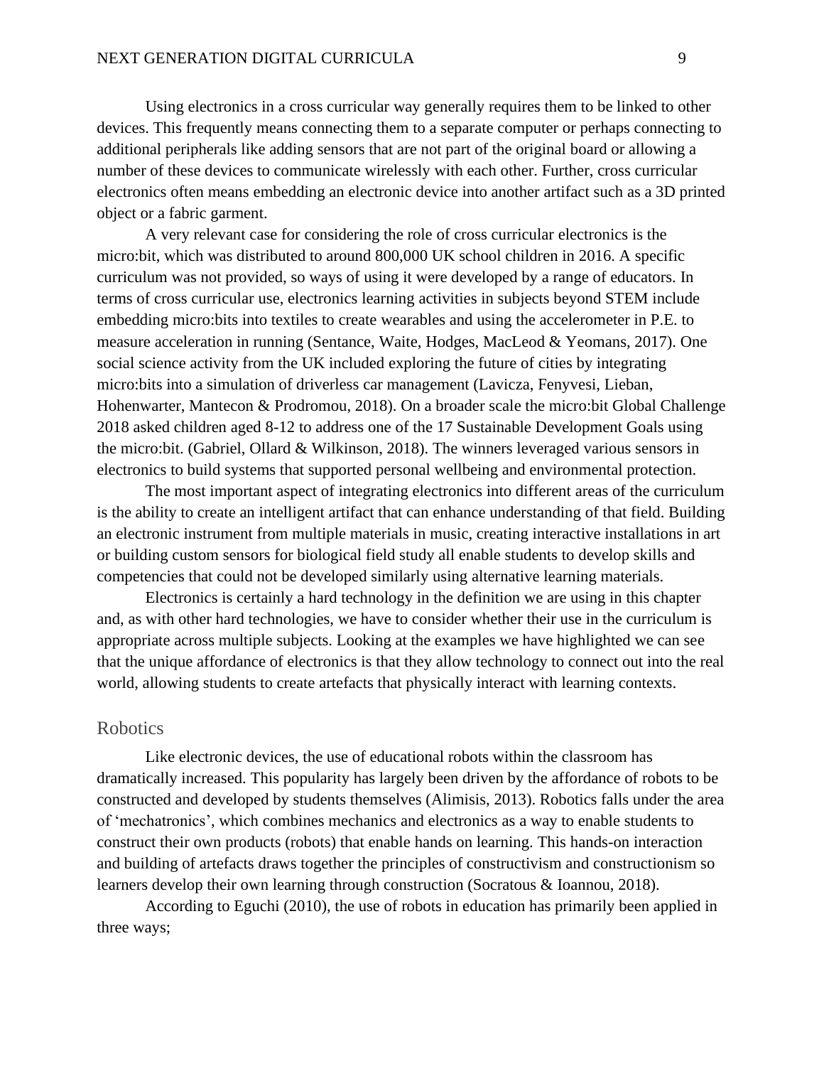Using electronics in a cross curricular way generally requires them to be linked to other devices. This frequently means connecting them to a separate computer or perhaps connecting to additional peripherals like adding sensors that are not part of the original board or allowing a number of these devices to communicate wirelessly with each other. Further, cross curricular electronics often means embedding an electronic device into another artifact such as a 3D printed object or a fabric garment.

A very relevant case for considering the role of cross curricular electronics is the micro:bit, which was distributed to around 800,000 UK school children in 2016. A specific curriculum was not provided, so ways of using it were developed by a range of educators. In terms of cross curricular use, electronics learning activities in subjects beyond STEM include embedding micro:bits into textiles to create wearables and using the accelerometer in P.E. to measure acceleration in running (Sentance, Waite, Hodges, MacLeod & Yeomans, 2017). One social science activity from the UK included exploring the future of cities by integrating micro:bits into a simulation of driverless car management (Lavicza, Fenyvesi, Lieban, Hohenwarter, Mantecon & Prodromou, 2018). On a broader scale the micro:bit Global Challenge 2018 asked children aged 8-12 to address one of the 17 Sustainable Development Goals using the micro:bit. (Gabriel, Ollard & Wilkinson, 2018). The winners leveraged various sensors in electronics to build systems that supported personal wellbeing and environmental protection.

The most important aspect of integrating electronics into different areas of the curriculum is the ability to create an intelligent artifact that can enhance understanding of that field. Building an electronic instrument from multiple materials in music, creating interactive installations in art or building custom sensors for biological field study all enable students to develop skills and competencies that could not be developed similarly using alternative learning materials.

Electronics is certainly a hard technology in the definition we are using in this chapter and, as with other hard technologies, we have to consider whether their use in the curriculum is appropriate across multiple subjects. Looking at the examples we have highlighted we can see that the unique affordance of electronics is that they allow technology to connect out into the real world, allowing students to create artefacts that physically interact with learning contexts.

## Robotics

Like electronic devices, the use of educational robots within the classroom has dramatically increased. This popularity has largely been driven by the affordance of robots to be constructed and developed by students themselves (Alimisis, 2013). Robotics falls under the area of 'mechatronics', which combines mechanics and electronics as a way to enable students to construct their own products (robots) that enable hands on learning. This hands-on interaction and building of artefacts draws together the principles of constructivism and constructionism so learners develop their own learning through construction (Socratous & Ioannou, 2018).

According to Eguchi (2010), the use of robots in education has primarily been applied in three ways;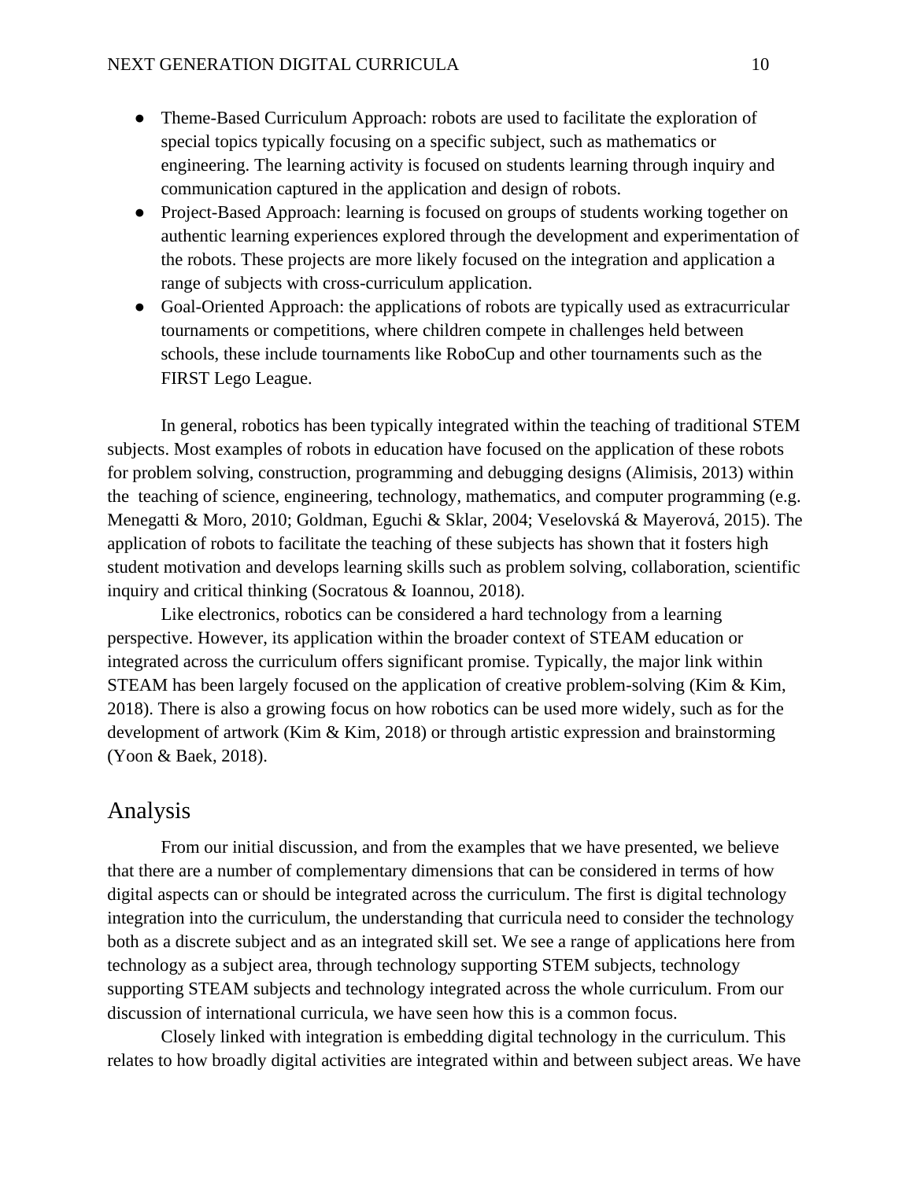- Theme-Based Curriculum Approach: robots are used to facilitate the exploration of special topics typically focusing on a specific subject, such as mathematics or engineering. The learning activity is focused on students learning through inquiry and communication captured in the application and design of robots.
- Project-Based Approach: learning is focused on groups of students working together on authentic learning experiences explored through the development and experimentation of the robots. These projects are more likely focused on the integration and application a range of subjects with cross-curriculum application.
- Goal-Oriented Approach: the applications of robots are typically used as extracurricular tournaments or competitions, where children compete in challenges held between schools, these include tournaments like RoboCup and other tournaments such as the FIRST Lego League.

In general, robotics has been typically integrated within the teaching of traditional STEM subjects. Most examples of robots in education have focused on the application of these robots for problem solving, construction, programming and debugging designs (Alimisis, 2013) within the teaching of science, engineering, technology, mathematics, and computer programming (e.g. Menegatti & Moro, 2010; Goldman, Eguchi & Sklar, 2004; Veselovská & Mayerová, 2015). The application of robots to facilitate the teaching of these subjects has shown that it fosters high student motivation and develops learning skills such as problem solving, collaboration, scientific inquiry and critical thinking (Socratous & Ioannou, 2018).

Like electronics, robotics can be considered a hard technology from a learning perspective. However, its application within the broader context of STEAM education or integrated across the curriculum offers significant promise. Typically, the major link within STEAM has been largely focused on the application of creative problem-solving (Kim & Kim, 2018). There is also a growing focus on how robotics can be used more widely, such as for the development of artwork (Kim & Kim, 2018) or through artistic expression and brainstorming (Yoon & Baek, 2018).

## Analysis

From our initial discussion, and from the examples that we have presented, we believe that there are a number of complementary dimensions that can be considered in terms of how digital aspects can or should be integrated across the curriculum. The first is digital technology integration into the curriculum, the understanding that curricula need to consider the technology both as a discrete subject and as an integrated skill set. We see a range of applications here from technology as a subject area, through technology supporting STEM subjects, technology supporting STEAM subjects and technology integrated across the whole curriculum. From our discussion of international curricula, we have seen how this is a common focus.

Closely linked with integration is embedding digital technology in the curriculum. This relates to how broadly digital activities are integrated within and between subject areas. We have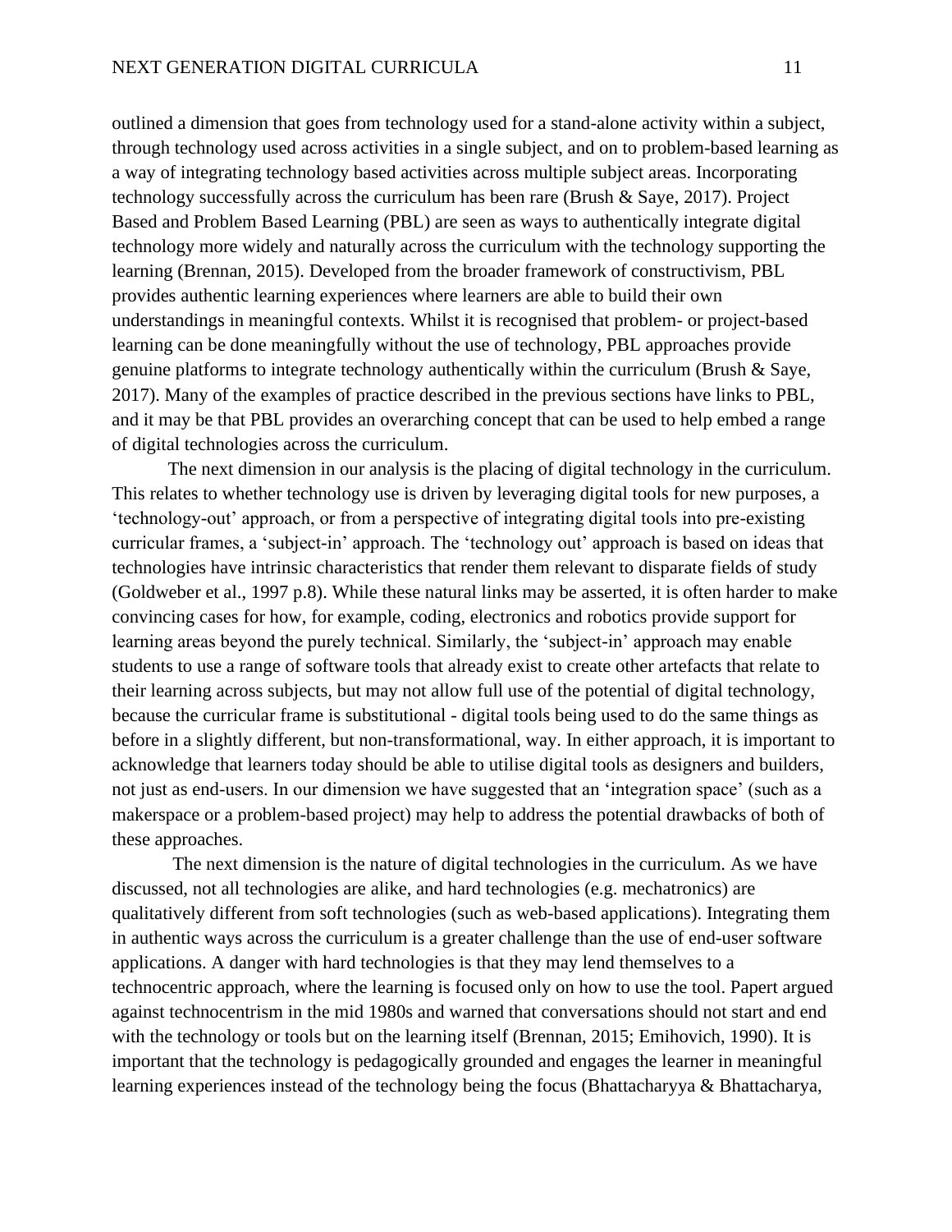outlined a dimension that goes from technology used for a stand-alone activity within a subject, through technology used across activities in a single subject, and on to problem-based learning as a way of integrating technology based activities across multiple subject areas. Incorporating technology successfully across the curriculum has been rare (Brush & Saye, 2017). Project Based and Problem Based Learning (PBL) are seen as ways to authentically integrate digital technology more widely and naturally across the curriculum with the technology supporting the learning (Brennan, 2015). Developed from the broader framework of constructivism, PBL provides authentic learning experiences where learners are able to build their own understandings in meaningful contexts. Whilst it is recognised that problem- or project-based learning can be done meaningfully without the use of technology, PBL approaches provide genuine platforms to integrate technology authentically within the curriculum (Brush & Saye, 2017). Many of the examples of practice described in the previous sections have links to PBL, and it may be that PBL provides an overarching concept that can be used to help embed a range of digital technologies across the curriculum.

The next dimension in our analysis is the placing of digital technology in the curriculum. This relates to whether technology use is driven by leveraging digital tools for new purposes, a 'technology-out' approach, or from a perspective of integrating digital tools into pre-existing curricular frames, a 'subject-in' approach. The 'technology out' approach is based on ideas that technologies have intrinsic characteristics that render them relevant to disparate fields of study (Goldweber et al., 1997 p.8). While these natural links may be asserted, it is often harder to make convincing cases for how, for example, coding, electronics and robotics provide support for learning areas beyond the purely technical. Similarly, the 'subject-in' approach may enable students to use a range of software tools that already exist to create other artefacts that relate to their learning across subjects, but may not allow full use of the potential of digital technology, because the curricular frame is substitutional - digital tools being used to do the same things as before in a slightly different, but non-transformational, way. In either approach, it is important to acknowledge that learners today should be able to utilise digital tools as designers and builders, not just as end-users. In our dimension we have suggested that an 'integration space' (such as a makerspace or a problem-based project) may help to address the potential drawbacks of both of these approaches.

The next dimension is the nature of digital technologies in the curriculum. As we have discussed, not all technologies are alike, and hard technologies (e.g. mechatronics) are qualitatively different from soft technologies (such as web-based applications). Integrating them in authentic ways across the curriculum is a greater challenge than the use of end-user software applications. A danger with hard technologies is that they may lend themselves to a technocentric approach, where the learning is focused only on how to use the tool. Papert argued against technocentrism in the mid 1980s and warned that conversations should not start and end with the technology or tools but on the learning itself (Brennan, 2015; Emihovich, 1990). It is important that the technology is pedagogically grounded and engages the learner in meaningful learning experiences instead of the technology being the focus (Bhattacharyya & Bhattacharya,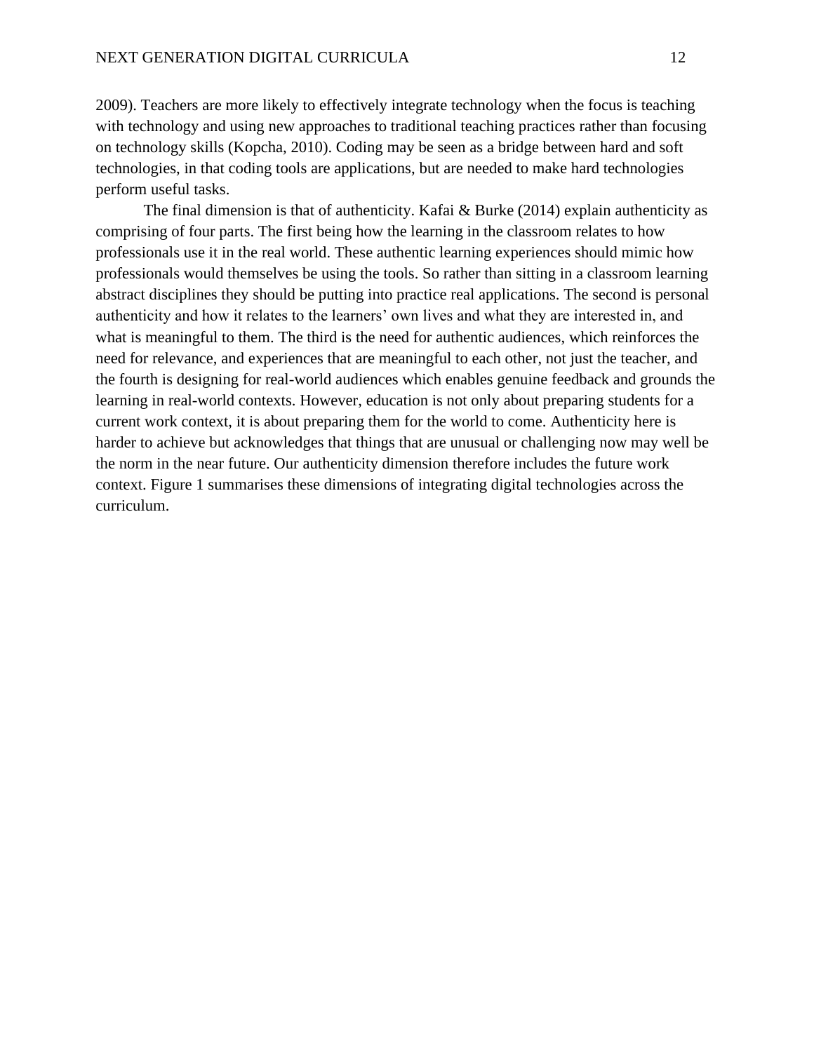2009). Teachers are more likely to effectively integrate technology when the focus is teaching with technology and using new approaches to traditional teaching practices rather than focusing on technology skills (Kopcha, 2010). Coding may be seen as a bridge between hard and soft technologies, in that coding tools are applications, but are needed to make hard technologies perform useful tasks.

The final dimension is that of authenticity. Kafai & Burke (2014) explain authenticity as comprising of four parts. The first being how the learning in the classroom relates to how professionals use it in the real world. These authentic learning experiences should mimic how professionals would themselves be using the tools. So rather than sitting in a classroom learning abstract disciplines they should be putting into practice real applications. The second is personal authenticity and how it relates to the learners' own lives and what they are interested in, and what is meaningful to them. The third is the need for authentic audiences, which reinforces the need for relevance, and experiences that are meaningful to each other, not just the teacher, and the fourth is designing for real-world audiences which enables genuine feedback and grounds the learning in real-world contexts. However, education is not only about preparing students for a current work context, it is about preparing them for the world to come. Authenticity here is harder to achieve but acknowledges that things that are unusual or challenging now may well be the norm in the near future. Our authenticity dimension therefore includes the future work context. Figure 1 summarises these dimensions of integrating digital technologies across the curriculum.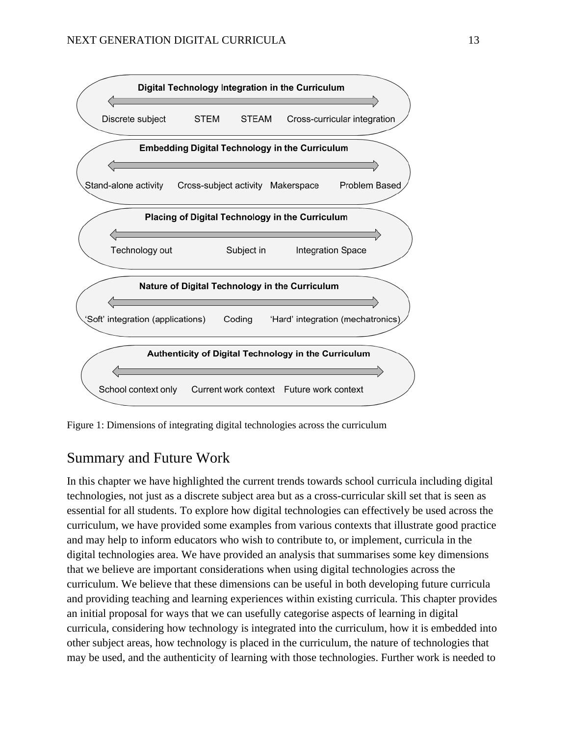Digital Technology Integration in the Curriculum

Discrete subject — STEM — STEAM — Cross-curricular integration

Embedding Digital Technology in the Curriculum

Stand-alone activity — Cross-subject activity — Makerspace — Problem Based

Placing of Digital Technology in the Curriculum

Technology out — Subject in — Integration Space

Nature of Digital Technology in the Curriculum

'Soft' integration (applications) — Coding — 'Hard' integration (mechatronics)

Authenticity of Digital Technology in the Curriculum

School context only — Current work context — Future work context

Figure 1: Dimensions of integrating digital technologies across the curriculum

## Summary and Future Work

In this chapter we have highlighted the current trends towards school curricula including digital technologies, not just as a discrete subject area but as a cross-curricular skill set that is seen as essential for all students. To explore how digital technologies can effectively be used across the curriculum, we have provided some examples from various contexts that illustrate good practice and may help to inform educators who wish to contribute to, or implement, curricula in the digital technologies area. We have provided an analysis that summarises some key dimensions that we believe are important considerations when using digital technologies across the curriculum. We believe that these dimensions can be useful in both developing future curricula and providing teaching and learning experiences within existing curricula. This chapter provides an initial proposal for ways that we can usefully categorise aspects of learning in digital curricula, considering how technology is integrated into the curriculum, how it is embedded into other subject areas, how technology is placed in the curriculum, the nature of technologies that may be used, and the authenticity of learning with those technologies. Further work is needed to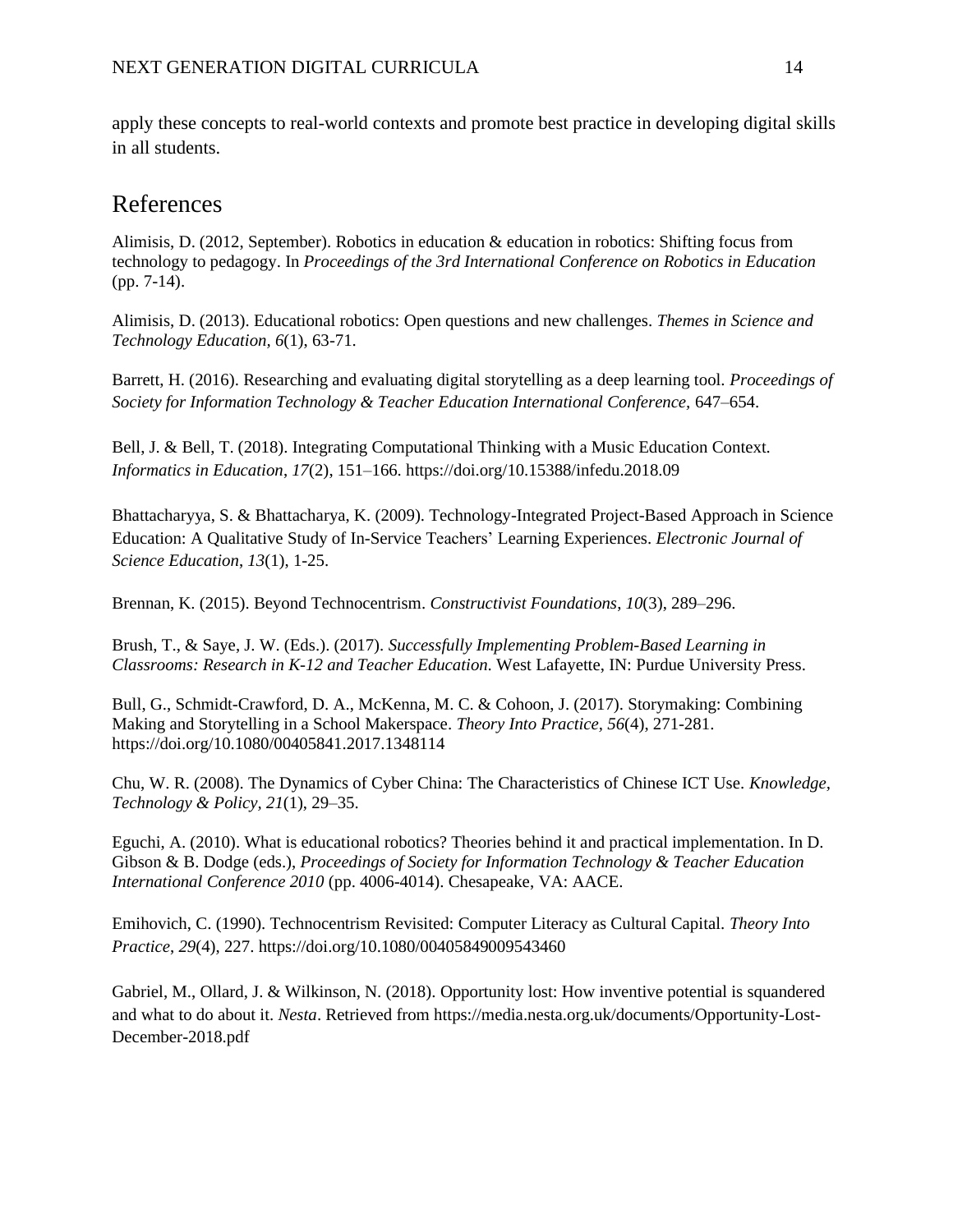apply these concepts to real-world contexts and promote best practice in developing digital skills in all students.

# References

Alimisis, D. (2012, September). Robotics in education & education in robotics: Shifting focus from technology to pedagogy. In *Proceedings of the 3rd International Conference on Robotics in Education* (pp. 7-14).

Alimisis, D. (2013). Educational robotics: Open questions and new challenges. *Themes in Science and Technology Education, 6*(1), 63-71.

Barrett, H. (2016). Researching and evaluating digital storytelling as a deep learning tool. *Proceedings of Society for Information Technology & Teacher Education International Conference,* 647–654.

Bell, J. & Bell, T. (2018). Integrating Computational Thinking with a Music Education Context. *Informatics in Education*, *17*(2), 151–166. https://doi.org/10.15388/infedu.2018.09

Bhattacharyya, S. & Bhattacharya, K. (2009). Technology-Integrated Project-Based Approach in Science Education: A Qualitative Study of In-Service Teachers' Learning Experiences. *Electronic Journal of Science Education*, *13*(1), 1-25.

Brennan, K. (2015). Beyond Technocentrism. *Constructivist Foundations*, *10*(3), 289–296.

Brush, T., & Saye, J. W. (Eds.). (2017). *Successfully Implementing Problem-Based Learning in Classrooms: Research in K-12 and Teacher Education.* West Lafayette, IN: Purdue University Press.

Bull, G., Schmidt-Crawford, D. A., McKenna, M. C. & Cohoon, J. (2017). Storymaking: Combining Making and Storytelling in a School Makerspace. *Theory Into Practice, 56*(4), 271-281. https://doi.org/10.1080/00405841.2017.1348114

Chu, W. R. (2008). The Dynamics of Cyber China: The Characteristics of Chinese ICT Use. *Knowledge, Technology & Policy, 21*(1), 29–35.

Eguchi, A. (2010). What is educational robotics? Theories behind it and practical implementation. In D. Gibson & B. Dodge (eds.), *Proceedings of Society for Information Technology & Teacher Education International Conference 2010* (pp. 4006-4014). Chesapeake, VA: AACE.

Emihovich, C. (1990). Technocentrism Revisited: Computer Literacy as Cultural Capital. *Theory Into Practice*, *29*(4), 227. https://doi.org/10.1080/00405849009543460

Gabriel, M., Ollard, J. & Wilkinson, N. (2018). Opportunity lost: How inventive potential is squandered and what to do about it. *Nesta*. Retrieved from https://media.nesta.org.uk/documents/Opportunity-Lost-December-2018.pdf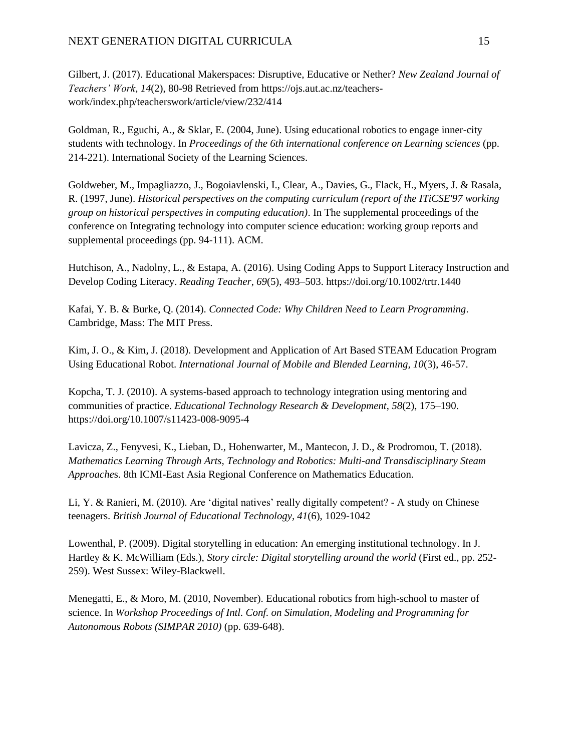Gilbert, J. (2017). Educational Makerspaces: Disruptive, Educative or Nether? *New Zealand Journal of Teachers' Work*, *14*(2), 80-98 Retrieved from https://ojs.aut.ac.nz/teachers-work/index.php/teacherswork/article/view/232/414

Goldman, R., Eguchi, A., & Sklar, E. (2004, June). Using educational robotics to engage inner-city students with technology. In *Proceedings of the 6th international conference on Learning sciences* (pp. 214-221). International Society of the Learning Sciences.

Goldweber, M., Impagliazzo, J., Bogoiavlenski, I., Clear, A., Davies, G., Flack, H., Myers, J. & Rasala, R. (1997, June). *Historical perspectives on the computing curriculum (report of the ITiCSE'97 working group on historical perspectives in computing education)*. In The supplemental proceedings of the conference on Integrating technology into computer science education: working group reports and supplemental proceedings (pp. 94-111). ACM.

Hutchison, A., Nadolny, L., & Estapa, A. (2016). Using Coding Apps to Support Literacy Instruction and Develop Coding Literacy. *Reading Teacher*, *69*(5), 493–503. https://doi.org/10.1002/trtr.1440

Kafai, Y. B. & Burke, Q. (2014). *Connected Code: Why Children Need to Learn Programming*. Cambridge, Mass: The MIT Press.

Kim, J. O., & Kim, J. (2018). Development and Application of Art Based STEAM Education Program Using Educational Robot. *International Journal of Mobile and Blended Learning, 10*(3), 46-57.

Kopcha, T. J. (2010). A systems-based approach to technology integration using mentoring and communities of practice. *Educational Technology Research & Development*, *58*(2), 175–190. https://doi.org/10.1007/s11423-008-9095-4

Lavicza, Z., Fenyvesi, K., Lieban, D., Hohenwarter, M., Mantecon, J. D., & Prodromou, T. (2018). *Mathematics Learning Through Arts, Technology and Robotics: Multi-and Transdisciplinary Steam Approaches*. 8th ICMI-East Asia Regional Conference on Mathematics Education.

Li, Y. & Ranieri, M. (2010). Are 'digital natives' really digitally competent? - A study on Chinese teenagers. *British Journal of Educational Technology*, *41*(6), 1029-1042

Lowenthal, P. (2009). Digital storytelling in education: An emerging institutional technology. In J. Hartley & K. McWilliam (Eds.), *Story circle: Digital storytelling around the world* (First ed., pp. 252-259). West Sussex: Wiley-Blackwell.

Menegatti, E., & Moro, M. (2010, November). Educational robotics from high-school to master of science. In *Workshop Proceedings of Intl. Conf. on Simulation, Modeling and Programming for Autonomous Robots (SIMPAR 2010)* (pp. 639-648).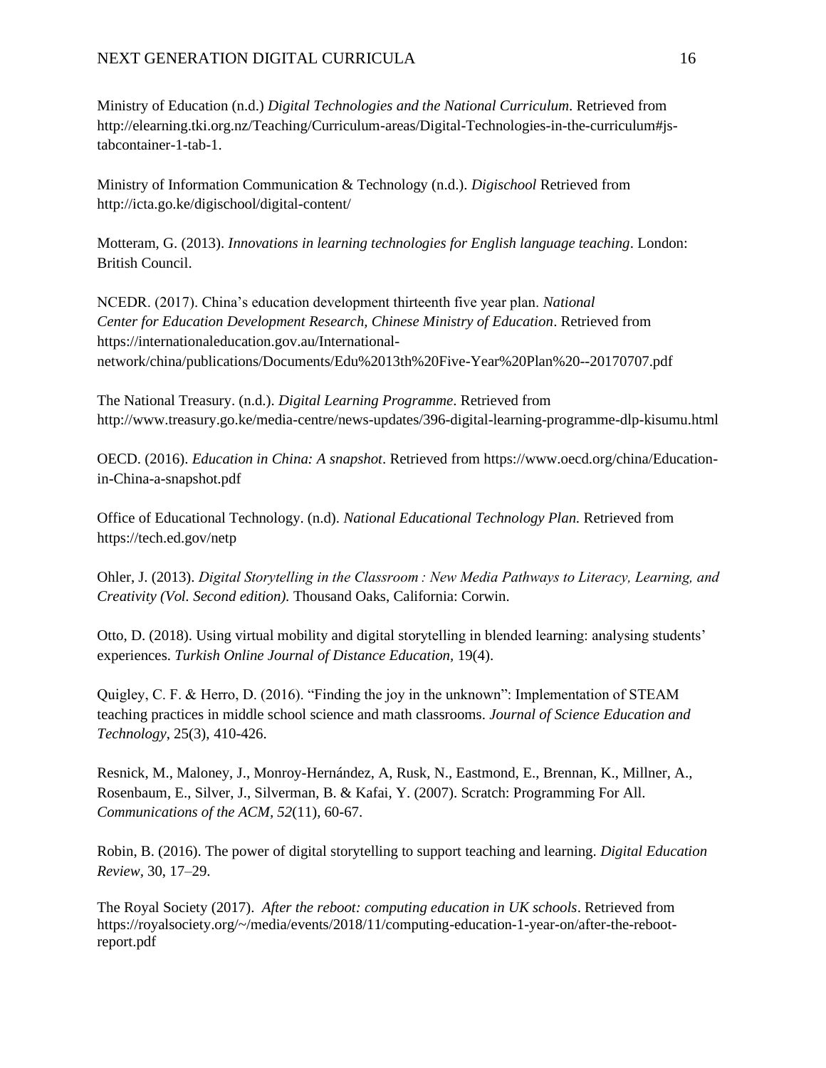Ministry of Education (n.d.) *Digital Technologies and the National Curriculum*. Retrieved from http://elearning.tki.org.nz/Teaching/Curriculum-areas/Digital-Technologies-in-the-curriculum#js-tabcontainer-1-tab-1.

Ministry of Information Communication & Technology (n.d.). *Digischool* Retrieved from http://icta.go.ke/digischool/digital-content/

Motteram, G. (2013). *Innovations in learning technologies for English language teaching*. London: British Council.

NCEDR. (2017). China's education development thirteenth five year plan. *National Center for Education Development Research, Chinese Ministry of Education*. Retrieved from https://internationaleducation.gov.au/International-network/china/publications/Documents/Edu%2013th%20Five-Year%20Plan%20--20170707.pdf

The National Treasury. (n.d.). *Digital Learning Programme*. Retrieved from http://www.treasury.go.ke/media-centre/news-updates/396-digital-learning-programme-dlp-kisumu.html

OECD. (2016). *Education in China: A snapshot*. Retrieved from https://www.oecd.org/china/Education-in-China-a-snapshot.pdf

Office of Educational Technology. (n.d). *National Educational Technology Plan.* Retrieved from https://tech.ed.gov/netp

Ohler, J. (2013). *Digital Storytelling in the Classroom : New Media Pathways to Literacy, Learning, and Creativity (Vol. Second edition).* Thousand Oaks, California: Corwin.

Otto, D. (2018). Using virtual mobility and digital storytelling in blended learning: analysing students' experiences. *Turkish Online Journal of Distance Education*, 19(4).

Quigley, C. F. & Herro, D. (2016). "Finding the joy in the unknown": Implementation of STEAM teaching practices in middle school science and math classrooms. *Journal of Science Education and Technology*, 25(3), 410-426.

Resnick, M., Maloney, J., Monroy-Hernández, A, Rusk, N., Eastmond, E., Brennan, K., Millner, A., Rosenbaum, E., Silver, J., Silverman, B. & Kafai, Y. (2007). Scratch: Programming For All. *Communications of the ACM*, *52*(11), 60-67.

Robin, B. (2016). The power of digital storytelling to support teaching and learning. *Digital Education Review*, 30, 17–29.

The Royal Society (2017). *After the reboot: computing education in UK schools*. Retrieved from https://royalsociety.org/~/media/events/2018/11/computing-education-1-year-on/after-the-reboot-report.pdf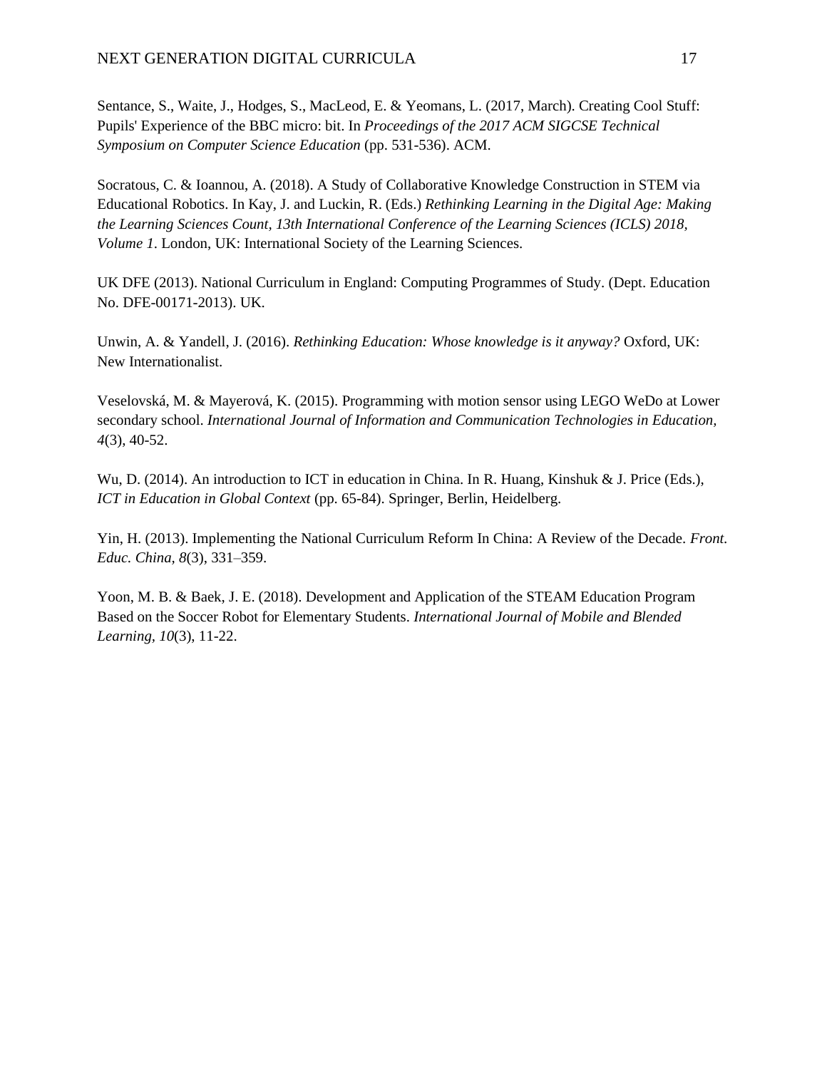Sentance, S., Waite, J., Hodges, S., MacLeod, E. & Yeomans, L. (2017, March). Creating Cool Stuff: Pupils' Experience of the BBC micro: bit. In *Proceedings of the 2017 ACM SIGCSE Technical Symposium on Computer Science Education* (pp. 531-536). ACM.

Socratous, C. & Ioannou, A. (2018). A Study of Collaborative Knowledge Construction in STEM via Educational Robotics. In Kay, J. and Luckin, R. (Eds.) *Rethinking Learning in the Digital Age: Making the Learning Sciences Count, 13th International Conference of the Learning Sciences (ICLS) 2018, Volume 1*. London, UK: International Society of the Learning Sciences.

UK DFE (2013). National Curriculum in England: Computing Programmes of Study. (Dept. Education No. DFE-00171-2013). UK.

Unwin, A. & Yandell, J. (2016). *Rethinking Education: Whose knowledge is it anyway?* Oxford, UK: New Internationalist.

Veselovská, M. & Mayerová, K. (2015). Programming with motion sensor using LEGO WeDo at Lower secondary school. *International Journal of Information and Communication Technologies in Education, 4*(3), 40-52.

Wu, D. (2014). An introduction to ICT in education in China. In R. Huang, Kinshuk & J. Price (Eds.), *ICT in Education in Global Context* (pp. 65-84). Springer, Berlin, Heidelberg.

Yin, H. (2013). Implementing the National Curriculum Reform In China: A Review of the Decade. *Front. Educ. China, 8*(3), 331–359.

Yoon, M. B. & Baek, J. E. (2018). Development and Application of the STEAM Education Program Based on the Soccer Robot for Elementary Students. *International Journal of Mobile and Blended Learning, 10*(3), 11-22.